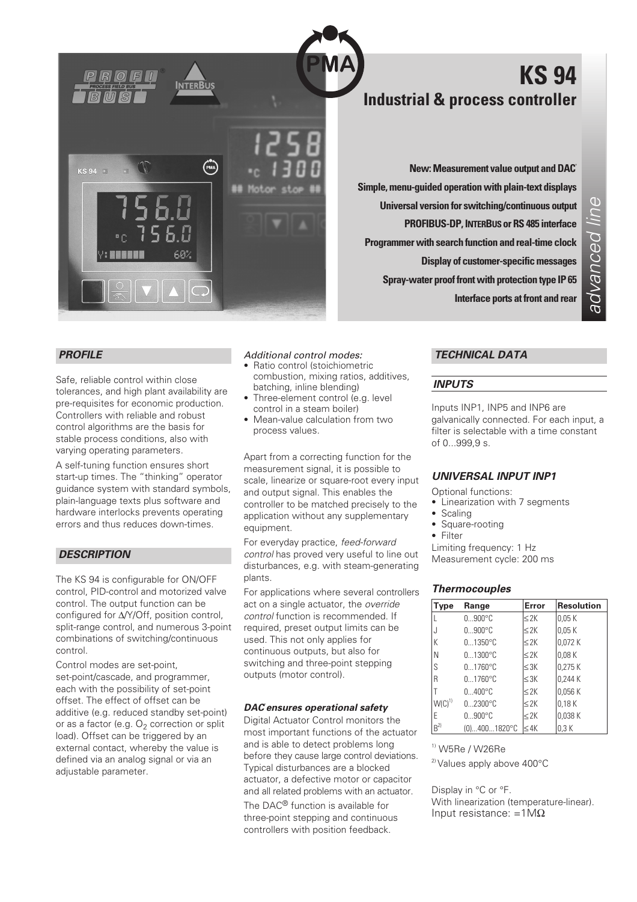# KS 94

## Industrial & process controller

**New: Measurement value output and DAC®**

**Simple, menu-guided operation with plain-text displays**

**Universal version for switching/continuous output**

**PROFIBUS-DP, INTERBUS or RS 485 interface**

**Programmer with search function and real-time clock**

**Display of customer-specific messages**

**Spray-water proof front with protection type IP 65**

**Interface ports at front and rear**

*advanced line*

### PROFILE

Safe, reliable control within close tolerances, and high plant availability are pre-requisites for economic production. Controllers with reliable and robust control algorithms are the basis for stable process conditions, also with varying operating parameters.

A self-tuning function ensures short start-up times. The "thinking" operator guidance system with standard symbols, plain-language texts plus software and hardware interlocks prevents operating errors and thus reduces down-times.

### DESCRIPTION

The KS 94 is configurable for ON/OFF control, PID-control and motorized valve control. The output function can be configured for Δ/Y/Off, position control, split-range control, and numerous 3-point combinations of switching/continuous control.

Control modes are set-point, set-point/cascade, and programmer, each with the possibility of set-point offset. The effect of offset can be additive (e.g. reduced standby set-point) or as a factor (e.g. $O_2$ correction or split load). Offset can be triggered by an external contact, whereby the value is defined via an analog signal or via an adjustable parameter.

*Additional control modes:*

- Ratio control (stoichiometric combustion, mixing ratios, additives, batching, inline blending)
- Three-element control (e.g. level control in a steam boiler)
- Mean-value calculation from two process values.

Apart from a correcting function for the measurement signal, it is possible to scale, linearize or square-root every input and output signal. This enables the controller to be matched precisely to the application without any supplementary equipment.

For everyday practice, *feed-forward control* has proved very useful to line out disturbances, e.g. with steam-generating plants.

For applications where several controllers act on a single actuator, the *override control* function is recommended. If required, preset output limits can be used. This not only applies for continuous outputs, but also for switching and three-point stepping outputs (motor control).

#### *DAC® ensures operational safety*

Digital Actuator Control monitors the most important functions of the actuator and is able to detect problems long before they cause large control deviations. Typical disturbances are a blocked actuator, a defective motor or capacitor and all related problems with an actuator.

The DAC® function is available for three-point stepping and continuous controllers with position feedback.

### TECHNICAL DATA

### INPUTS

Inputs INP1, INP5 and INP6 are galvanically connected. For each input, a filter is selectable with a time constant of 0...999,9 s.

### UNIVERSAL INPUT INP1

Optional functions:

- Linearization with 7 segments
- Scaling
- Square-rooting
- Filter

Limiting frequency: 1 Hz
Measurement cycle: 200 ms

#### Thermocouples

| Type | Range | Error | Resolution |
|---|---|---|---|
| L | 0...900°C | ≤2K | 0,05 K |
| J | 0...900°C | ≤2K | 0,05 K |
| K | 0...1350°C | ≤2K | 0,072 K |
| N | 0...1300°C | ≤2K | 0,08 K |
| S | 0...1760°C | ≤3K | 0,275 K |
| R | 0...1760°C | ≤3K | 0,244 K |
| T | 0...400°C | ≤2K | 0,056 K |
| W(C)[1] | 0...2300°C | ≤2K | 0,18 K |
| E | 0...900°C | ≤2K | 0,038 K |
| B[2] | (0)...400...1820°C | ≤4K | 0,3 K |

[1] W5Re / W26Re

[2] Values apply above 400°C

Display in °C or °F.
With linearization (temperature-linear).
Input resistance: =1MΩ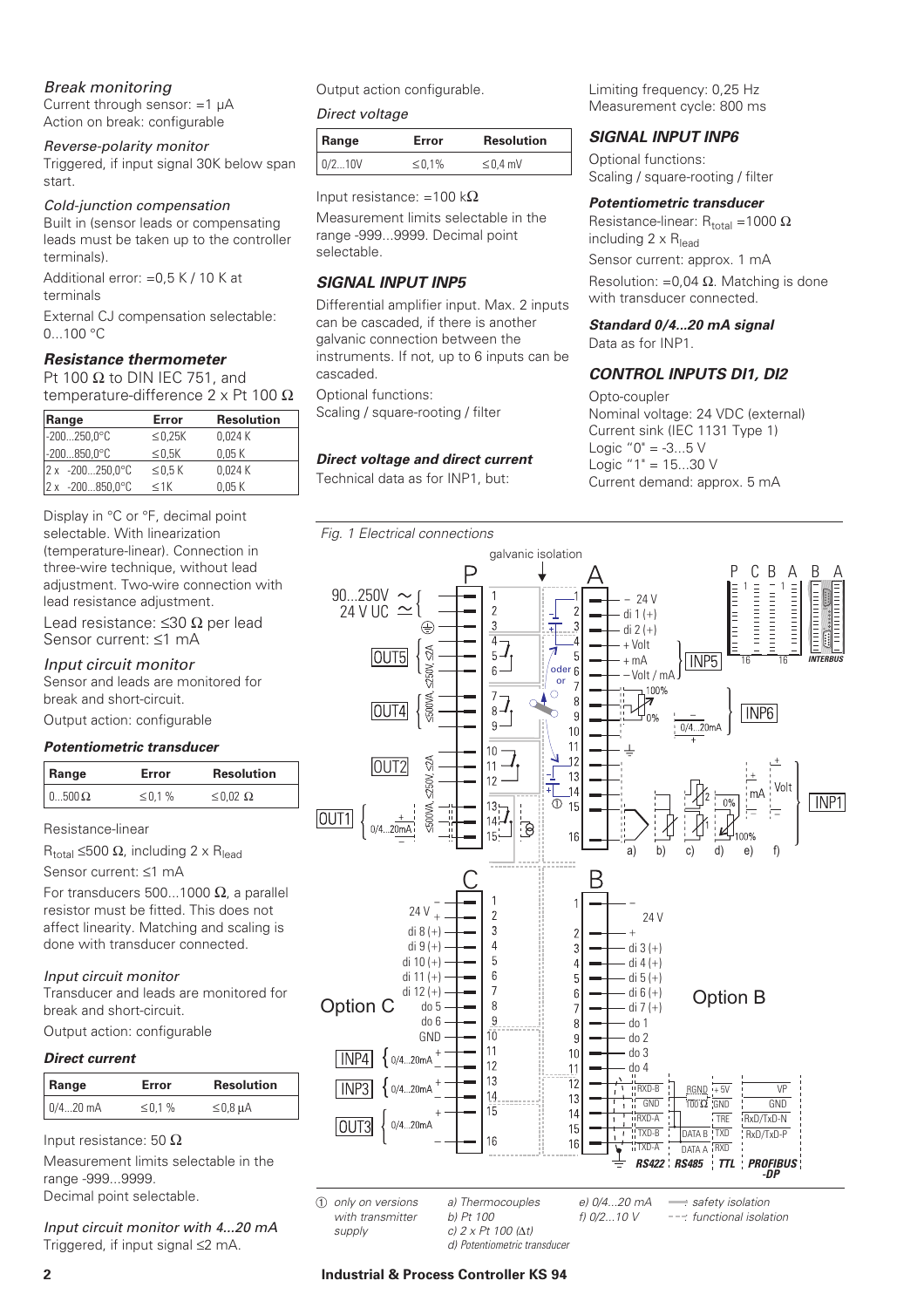*Break monitoring*

Current through sensor: =1 µA
Action on break: configurable

*Reverse-polarity monitor*

Triggered, if input signal 30K below span start.

*Cold-junction compensation*

Built in (sensor leads or compensating leads must be taken up to the controller terminals).

Additional error: =0,5 K / 10 K at terminals

External CJ compensation selectable: 0...100 °C

***Resistance thermometer***

Pt 100 Ω to DIN IEC 751, and temperature-difference 2 x Pt 100 Ω

| Range | Error | Resolution |
|---|---|---|
| -200...250,0°C | ≤0,25K | 0,024 K |
| -200...850,0°C | ≤0,5K | 0,05 K |
| 2 x -200...250,0°C | ≤0,5 K | 0,024 K |
| 2 x -200...850,0°C | ≤1K | 0,05 K |

Display in °C or °F, decimal point selectable. With linearization (temperature-linear). Connection in three-wire technique, without lead adjustment. Two-wire connection with lead resistance adjustment.

Lead resistance: ≤30 Ω per lead
Sensor current: ≤1 mA

*Input circuit monitor*

Sensor and leads are monitored for break and short-circuit.

Output action: configurable

***Potentiometric transducer***

| Range | Error | Resolution |
|---|---|---|
| 0...500 Ω | ≤0,1 % | ≤0,02 Ω |

Resistance-linear

$R_{total}$ ≤500 Ω, including 2 x $R_{lead}$

Sensor current: ≤1 mA

For transducers 500...1000 Ω, a parallel resistor must be fitted. This does not affect linearity. Matching and scaling is done with transducer connected.

*Input circuit monitor*

Transducer and leads are monitored for break and short-circuit.

Output action: configurable

***Direct current***

| Range | Error | Resolution |
|---|---|---|
| 0/4...20 mA | ≤0,1 % | ≤0,8 µA |

Input resistance: 50 Ω

Measurement limits selectable in the range -999...9999.
Decimal point selectable.

*Input circuit monitor with 4...20 mA*

Triggered, if input signal ≤2 mA.

Output action configurable.

*Direct voltage*

| Range | Error | Resolution |
|---|---|---|
| 0/2...10V | ≤0,1% | ≤0,4 mV |

Input resistance: =100 kΩ

Measurement limits selectable in the range -999...9999. Decimal point selectable.

### *SIGNAL INPUT INP5*

Differential amplifier input. Max. 2 inputs can be cascaded, if there is another galvanic connection between the instruments. If not, up to 6 inputs can be cascaded.

Optional functions:
Scaling / square-rooting / filter

***Direct voltage and direct current***

Technical data as for INP1, but:

Limiting frequency: 0,25 Hz
Measurement cycle: 800 ms

### *SIGNAL INPUT INP6*

Optional functions:
Scaling / square-rooting / filter

***Potentiometric transducer***

Resistance-linear: $R_{total}$ =1000 Ω including 2 x $R_{lead}$

Sensor current: approx. 1 mA

Resolution: =0,04 Ω. Matching is done with transducer connected.

***Standard 0/4...20 mA signal***

Data as for INP1.

### *CONTROL INPUTS DI1, DI2*

Opto-coupler
Nominal voltage: 24 VDC (external)
Current sink (IEC 1131 Type 1)
Logic "0" = -3...5 V
Logic "1" = 15...30 V
Current demand: approx. 5 mA

*Fig. 1 Electrical connections*

① only on versions with transmitter supply; a) Thermocouples; b) Pt 100; c) 2 x Pt 100 (Δt); d) Potentiometric transducer; e) 0/4...20 mA; f) 0/2...10 V; safety isolation; functional isolation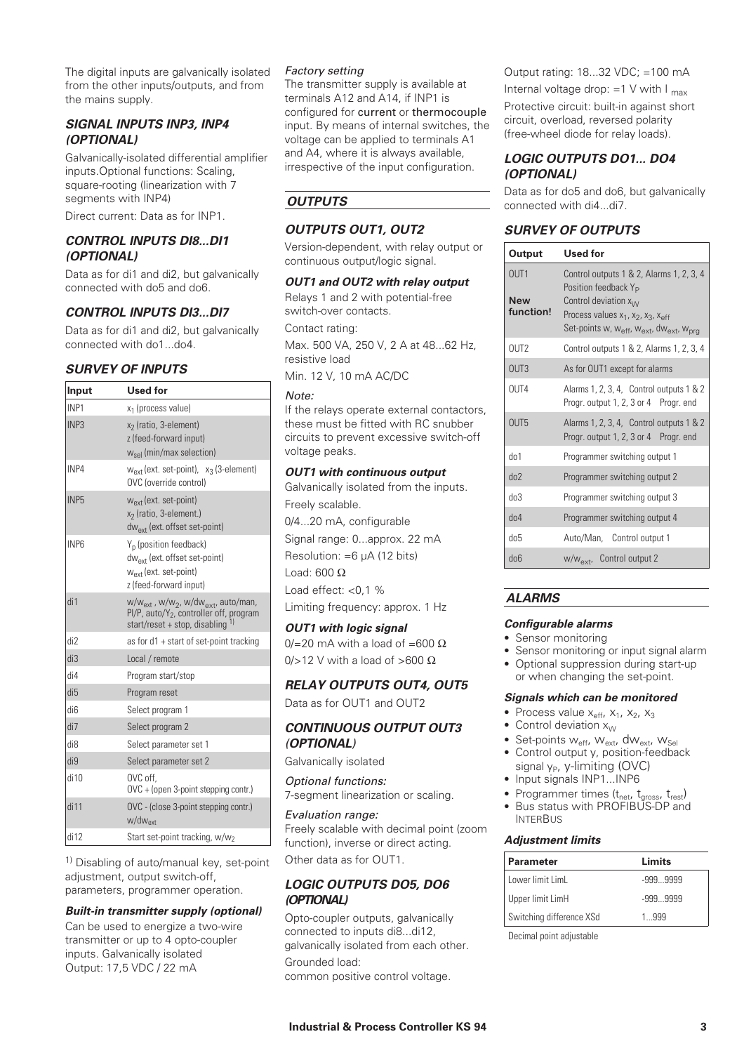The digital inputs are galvanically isolated from the other inputs/outputs, and from the mains supply.

### SIGNAL INPUTS INP3, INP4 (OPTIONAL)

Galvanically-isolated differential amplifier inputs.Optional functions: Scaling, square-rooting (linearization with 7 segments with INP4)

Direct current: Data as for INP1.

### CONTROL INPUTS DI8...DI1 (OPTIONAL)

Data as for di1 and di2, but galvanically connected with do5 and do6.

### CONTROL INPUTS DI3...DI7

Data as for di1 and di2, but galvanically connected with do1...do4.

### SURVEY OF INPUTS

| Input | Used for |
|---|---|
| INP1 | $x_1$ (process value) |
| INP3 | $x_2$ (ratio, 3-element)<br>z (feed-forward input)<br>$w_{sel}$ (min/max selection) |
| INP4 | $w_{ext}$ (ext. set-point), $x_3$ (3-element)<br>OVC (override control) |
| INP5 | $w_{ext}$ (ext. set-point)<br>$x_2$ (ratio, 3-element.)<br>$dw_{ext}$ (ext. offset set-point) |
| INP6 | $Y_p$ (position feedback)<br>$dw_{ext}$ (ext. offset set-point)<br>$w_{ext}$ (ext. set-point)<br>z (feed-forward input) |
| di1 | $w/w_{ext}$ , $w/w_2$, $w/dw_{ext}$, auto/man, PI/P, auto/$Y_2$, controller off, program start/reset + stop, disabling [1] |
| di2 | as for d1 + start of set-point tracking |
| di3 | Local / remote |
| di4 | Program start/stop |
| di5 | Program reset |
| di6 | Select program 1 |
| di7 | Select program 2 |
| di8 | Select parameter set 1 |
| di9 | Select parameter set 2 |
| di10 | OVC off,<br>OVC + (open 3-point stepping contr.) |
| di11 | OVC - (close 3-point stepping contr.)<br>$w/dw_{ext}$ |
| di12 | Start set-point tracking, $w/w_2$ |

[1] Disabling of auto/manual key, set-point adjustment, output switch-off, parameters, programmer operation.

#### *Built-in transmitter supply (optional)*

Can be used to energize a two-wire transmitter or up to 4 opto-coupler inputs. Galvanically isolated
Output: 17,5 VDC / 22 mA

*Factory setting*

The transmitter supply is available at terminals A12 and A14, if INP1 is configured for current or thermocouple input. By means of internal switches, the voltage can be applied to terminals A1 and A4, where it is always available, irrespective of the input configuration.

## OUTPUTS

### OUTPUTS OUT1, OUT2

Version-dependent, with relay output or continuous output/logic signal.

#### *OUT1 and OUT2 with relay output*

Relays 1 and 2 with potential-free switch-over contacts.

Contact rating:

Max. 500 VA, 250 V, 2 A at 48...62 Hz, resistive load

Min. 12 V, 10 mA AC/DC

*Note:*
If the relays operate external contactors, these must be fitted with RC snubber circuits to prevent excessive switch-off voltage peaks.

#### *OUT1 with continuous output*

Galvanically isolated from the inputs.

Freely scalable.

0/4...20 mA, configurable

Signal range: 0...approx. 22 mA

Resolution: =6 µA (12 bits)

Load: 600 Ω

Load effect: <0,1 %

Limiting frequency: approx. 1 Hz

#### *OUT1 with logic signal*

0/=20 mA with a load of =600 Ω

0/>12 V with a load of >600 Ω

### RELAY OUTPUTS OUT4, OUT5

Data as for OUT1 and OUT2

### CONTINUOUS OUTPUT OUT3 (OPTIONAL)

Galvanically isolated

*Optional functions:*
7-segment linearization or scaling.

*Evaluation range:*
Freely scalable with decimal point (zoom function), inverse or direct acting.

Other data as for OUT1.

### LOGIC OUTPUTS DO5, DO6 (OPTIONAL)

Opto-coupler outputs, galvanically connected to inputs di8...di12, galvanically isolated from each other.

Grounded load:
common positive control voltage.

Output rating: 18...32 VDC; =100 mA

Internal voltage drop: =1 V with $I_{max}$

Protective circuit: built-in against short circuit, overload, reversed polarity (free-wheel diode for relay loads).

### LOGIC OUTPUTS DO1... DO4 (OPTIONAL)

Data as for do5 and do6, but galvanically connected with di4...di7.

### SURVEY OF OUTPUTS

| Output | Used for |
|---|---|
| OUT1<br><br>**New function!** | Control outputs 1 & 2, Alarms 1, 2, 3, 4<br>Position feedback $Y_P$<br>Control deviation $x_W$<br>Process values $x_1$, $x_2$, $x_3$, $x_{eff}$<br>Set-points w, $w_{eff}$, $w_{ext}$, $dw_{ext}$, $w_{prg}$ |
| OUT2 | Control outputs 1 & 2, Alarms 1, 2, 3, 4 |
| OUT3 | As for OUT1 except for alarms |
| OUT4 | Alarms 1, 2, 3, 4, Control outputs 1 & 2<br>Progr. output 1, 2, 3 or 4 Progr. end |
| OUT5 | Alarms 1, 2, 3, 4, Control outputs 1 & 2<br>Progr. output 1, 2, 3 or 4 Progr. end |
| do1 | Programmer switching output 1 |
| do2 | Programmer switching output 2 |
| do3 | Programmer switching output 3 |
| do4 | Programmer switching output 4 |
| do5 | Auto/Man, Control output 1 |
| do6 | $w/w_{ext}$, Control output 2 |

## ALARMS

#### *Configurable alarms*

- Sensor monitoring
- Sensor monitoring or input signal alarm
- Optional suppression during start-up or when changing the set-point.

#### *Signals which can be monitored*

- Process value $x_{eff}$, $X_1$, $X_2$, $X_3$
- Control deviation $x_W$
- Set-points $w_{eff}$, $w_{ext}$, $dw_{ext}$, $w_{Sel}$
- Control output y, position-feedback signal $y_P$, y-limiting (OVC)
- Input signals INP1...INP6
- Programmer times ($t_{net}$, $t_{gross}$, $t_{rest}$)
- Bus status with PROFIBUS-DP and INTERBUS

#### *Adjustment limits*

| Parameter | Limits |
|---|---|
| Lower limit LimL | -999...9999 |
| Upper limit LimH | -999...9999 |
| Switching difference XSd | 1...999 |

Decimal point adjustable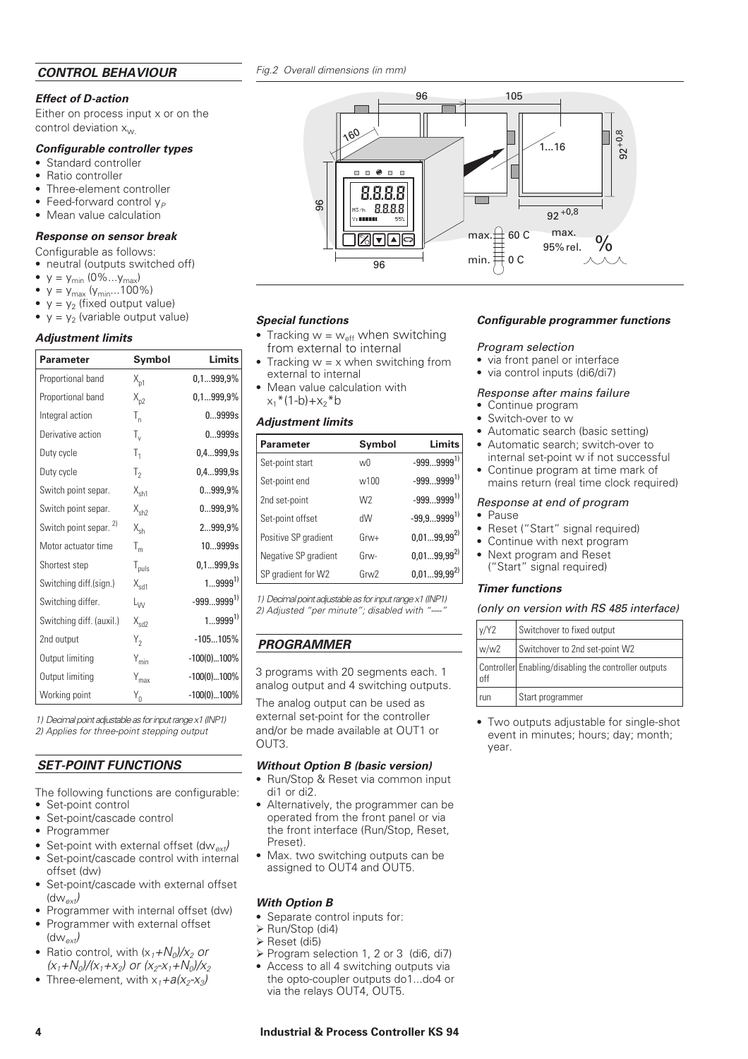## CONTROL BEHAVIOUR

### Effect of D-action

Either on process input x or on the control deviation $x_w$.

### Configurable controller types

- Standard controller
- Ratio controller
- Three-element controller
- Feed-forward control $y_P$
- Mean value calculation

### Response on sensor break

Configurable as follows:

- neutral (outputs switched off)
- $y = y_{min}$ (0%...$y_{max}$)
- $y = y_{max}$ ($y_{min}$...100%)
- $y = y_2$ (fixed output value)
- $y = y_2$ (variable output value)

### Adjustment limits

| Parameter | Symbol | Limits |
|---|---|---|
| Proportional band | $X_{p1}$ | 0,1...999,9% |
| Proportional band | $X_{p2}$ | 0,1...999,9% |
| Integral action | $T_n$ | 0...9999s |
| Derivative action | $T_v$ | 0...9999s |
| Duty cycle | $T_1$ | 0,4...999,9s |
| Duty cycle | $T_2$ | 0,4...999,9s |
| Switch point separ. | $X_{sh1}$ | 0...999,9% |
| Switch point separ. | $X_{sh2}$ | 0...999,9% |
| Switch point separ. [2] | $X_{sh}$ | 2...999,9% |
| Motor actuator time | $T_m$ | 10...9999s |
| Shortest step | $T_{puls}$ | 0,1...999,9s |
| Switching diff.(sign.) | $X_{sd1}$ | 1...9999[1] |
| Switching differ. | $L_W$ | -999...9999[1] |
| Switching diff. (auxil.) | $X_{sd2}$ | 1...9999[1] |
| 2nd output | $Y_2$ | -105...105% |
| Output limiting | $Y_{min}$ | -100(0)...100% |
| Output limiting | $Y_{max}$ | -100(0)...100% |
| Working point | $Y_0$ | -100(0)...100% |

1) Decimal point adjustable as for input range x1 (INP1)
2) Applies for three-point stepping output

## SET-POINT FUNCTIONS

The following functions are configurable:

- Set-point control
- Set-point/cascade control
- Programmer
- Set-point with external offset ($dw_{ext}$)
- Set-point/cascade control with internal offset (dw)
- Set-point/cascade with external offset ($dw_{ext}$)
- Programmer with internal offset (dw)
- Programmer with external offset ($dw_{ext}$)
- Ratio control, with $(x_1+N_0)/x_2$ or $(x_1+N_0)/(x_1+x_2)$ or $(x_2-x_1+N_0)/x_2$
- Three-element, with $x_1+a(x_2-x_3)$

*Fig.2 Overall dimensions (in mm)*

### Special functions

- Tracking $w = w_{eff}$ when switching from external to internal
- Tracking w = x when switching from external to internal
- Mean value calculation with $x_1*(1-b)+x_2*b$

### Adjustment limits

| Parameter | Symbol | Limits |
|---|---|---|
| Set-point start | w0 | -999...9999[1] |
| Set-point end | w100 | -999...9999[1] |
| 2nd set-point | W2 | -999...9999[1] |
| Set-point offset | dW | -99,9...9999[1] |
| Positive SP gradient | Grw+ | 0,01...99,99[2] |
| Negative SP gradient | Grw- | 0,01...99,99[2] |
| SP gradient for W2 | Grw2 | 0,01...99,99[2] |

1) Decimal point adjustable as for input range x1 (INP1)
2) Adjusted "per minute"; disabled with "----"

## PROGRAMMER

3 programs with 20 segments each. 1 analog output and 4 switching outputs.

The analog output can be used as external set-point for the controller and/or be made available at OUT1 or OUT3.

### Without Option B (basic version)

- Run/Stop & Reset via common input di1 or di2.
- Alternatively, the programmer can be operated from the front panel or via the front interface (Run/Stop, Reset, Preset).
- Max. two switching outputs can be assigned to OUT4 and OUT5.

### With Option B

- Separate control inputs for:
  - Run/Stop (di4)
  - Reset (di5)
  - Program selection 1, 2 or 3 (di6, di7)
- Access to all 4 switching outputs via the opto-coupler outputs do1...do4 or via the relays OUT4, OUT5.

### Configurable programmer functions

*Program selection*

- via front panel or interface
- via control inputs (di6/di7)

*Response after mains failure*

- Continue program
- Switch-over to w
- Automatic search (basic setting)
- Automatic search; switch-over to internal set-point w if not successful
- Continue program at time mark of mains return (real time clock required)

*Response at end of program*

- Pause
- Reset ("Start" signal required)
- Continue with next program
- Next program and Reset ("Start" signal required)

### Timer functions

*(only on version with RS 485 interface)*

| | |
|---|---|
| y/Y2 | Switchover to fixed output |
| w/w2 | Switchover to 2nd set-point W2 |
| Controller off | Enabling/disabling the controller outputs |
| run | Start programmer |

- Two outputs adjustable for single-shot event in minutes; hours; day; month; year.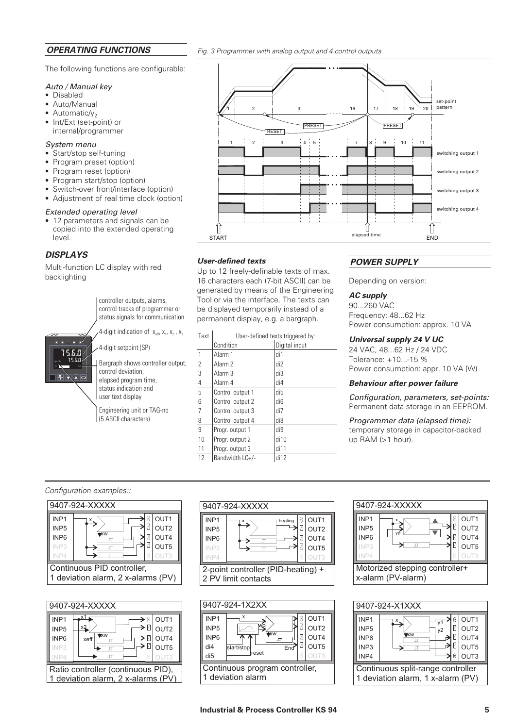## *OPERATING FUNCTIONS*

The following functions are configurable:

*Auto / Manual key*

- Disabled
- Auto/Manual
- Automatic/$y_2$
- Int/Ext (set-point) or internal/programmer

*System menu*

- Start/stop self-tuning
- Program preset (option)
- Program reset (option)
- Program start/stop (option)
- Switch-over front/interface (option)
- Adjustment of real time clock (option)

*Extended operating level*

- 12 parameters and signals can be copied into the extended operating level.

## *DISPLAYS*

Multi-function LC display with red backlighting

- controller outputs, alarms, control tracks of programmer or status signals for communication
- 4-digit indication of $x_{eff}$, $x_1$, $x_2$, $x_3$
- 4-digit setpoint (SP)
- Bargraph shows controller output, control deviation, elapsed program time, status indication and user text display
- Engineering unit or TAG-no (5 ASCII characters)

*Fig. 3 Programmer with analog output and 4 control outputs*

### *User-defined texts*

Up to 12 freely-definable texts of max. 16 characters each (7-bit ASCII) can be generated by means of the Engineering Tool or via the interface. The texts can be displayed temporarily instead of a permanent display, e.g. a bargraph.

| Text | User-defined texts triggered by: | |
|---|---|---|
| | Condition | Digital input |
| 1 | Alarm 1 | di1 |
| 2 | Alarm 2 | di2 |
| 3 | Alarm 3 | di3 |
| 4 | Alarm 4 | di4 |
| 5 | Control output 1 | di5 |
| 6 | Control output 2 | di6 |
| 7 | Control output 3 | di7 |
| 8 | Control output 4 | di8 |
| 9 | Progr. output 1 | di9 |
| 10 | Progr. output 2 | di10 |
| 11 | Progr. output 3 | di11 |
| 12 | Bandwidth LC+/- | di12 |

## *POWER SUPPLY*

Depending on version:

***AC supply***

90...260 VAC
Frequency: 48...62 Hz
Power consumption: approx. 10 VA

***Universal supply 24 V UC***

24 VAC, 48...62 Hz / 24 VDC
Tolerance: +10...-15 %
Power consumption: appr. 10 VA (W)

***Behaviour after power failure***

*Configuration, parameters, set-points:*
Permanent data storage in an EEPROM.

*Programmer data (elapsed time):*
temporary storage in capacitor-backed up RAM (>1 hour).

*Configuration examples::*

9407-924-XXXXX — Continuous PID controller, 1 deviation alarm, 2 x-alarms (PV)

9407-924-XXXXX — 2-point controller (PID-heating) + 2 PV limit contacts

9407-924-XXXXX — Motorized stepping controller+ x-alarm (PV-alarm)

9407-924-XXXXX — Ratio controller (continuous PID), 1 deviation alarm, 2 x-alarms (PV)

9407-924-1X2XX — Continuous program controller, 1 deviation alarm

9407-924-X1XXX — Continuous split-range controller 1 deviation alarm, 1 x-alarm (PV)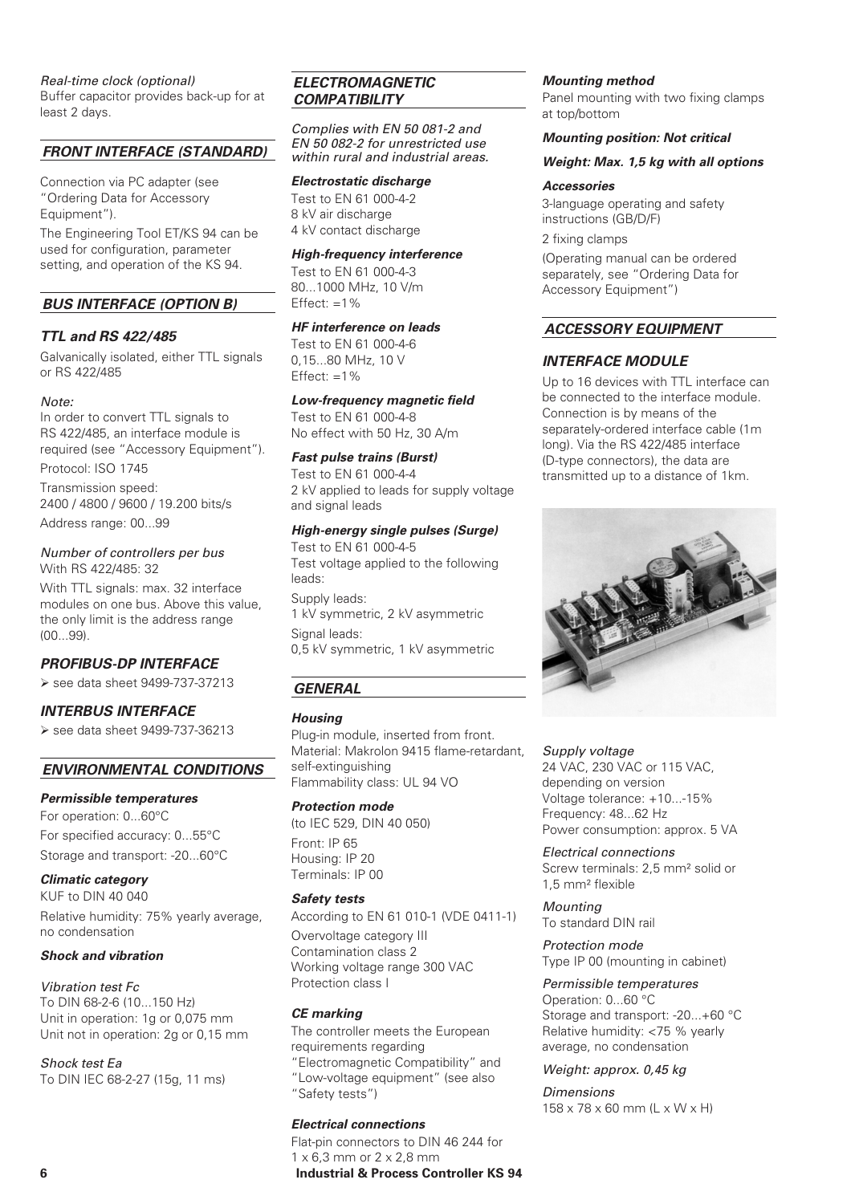*Real-time clock (optional)*
Buffer capacitor provides back-up for at least 2 days.

## FRONT INTERFACE (STANDARD)

Connection via PC adapter (see "Ordering Data for Accessory Equipment").

The Engineering Tool ET/KS 94 can be used for configuration, parameter setting, and operation of the KS 94.

## BUS INTERFACE (OPTION B)

### TTL and RS 422/485

Galvanically isolated, either TTL signals or RS 422/485

*Note:*
In order to convert TTL signals to RS 422/485, an interface module is required (see "Accessory Equipment").

Protocol: ISO 1745

Transmission speed:
2400 / 4800 / 9600 / 19.200 bits/s

Address range: 00...99

*Number of controllers per bus*
With RS 422/485: 32

With TTL signals: max. 32 interface modules on one bus. Above this value, the only limit is the address range (00...99).

### PROFIBUS-DP INTERFACE

➢ see data sheet 9499-737-37213

### INTERBUS INTERFACE

➢ see data sheet 9499-737-36213

## ENVIRONMENTAL CONDITIONS

**Permissible temperatures**
For operation: 0...60°C
For specified accuracy: 0...55°C
Storage and transport: -20...60°C

**Climatic category**
KUF to DIN 40 040

Relative humidity: 75% yearly average, no condensation

**Shock and vibration**

*Vibration test Fc*
To DIN 68-2-6 (10...150 Hz)
Unit in operation: 1g or 0,075 mm
Unit not in operation: 2g or 0,15 mm

*Shock test Ea*
To DIN IEC 68-2-27 (15g, 11 ms)

## ELECTROMAGNETIC COMPATIBILITY

*Complies with EN 50 081-2 and EN 50 082-2 for unrestricted use within rural and industrial areas.*

**Electrostatic discharge**
Test to EN 61 000-4-2
8 kV air discharge
4 kV contact discharge

**High-frequency interference**
Test to EN 61 000-4-3
80...1000 MHz, 10 V/m
Effect: =1%

**HF interference on leads**
Test to EN 61 000-4-6
0,15...80 MHz, 10 V
Effect: =1%

**Low-frequency magnetic field**
Test to EN 61 000-4-8
No effect with 50 Hz, 30 A/m

**Fast pulse trains (Burst)**
Test to EN 61 000-4-4
2 kV applied to leads for supply voltage and signal leads

**High-energy single pulses (Surge)**
Test to EN 61 000-4-5
Test voltage applied to the following leads:
Supply leads:
1 kV symmetric, 2 kV asymmetric
Signal leads:
0,5 kV symmetric, 1 kV asymmetric

## GENERAL

**Housing**
Plug-in module, inserted from front.
Material: Makrolon 9415 flame-retardant, self-extinguishing
Flammability class: UL 94 VO

**Protection mode**
(to IEC 529, DIN 40 050)
Front: IP 65
Housing: IP 20
Terminals: IP 00

**Safety tests**
According to EN 61 010-1 (VDE 0411-1)
Overvoltage category III
Contamination class 2
Working voltage range 300 VAC
Protection class I

**CE marking**
The controller meets the European requirements regarding "Electromagnetic Compatibility" and "Low-voltage equipment" (see also "Safety tests")

**Electrical connections**
Flat-pin connectors to DIN 46 244 for 1 x 6,3 mm or 2 x 2,8 mm

**Mounting method**
Panel mounting with two fixing clamps at top/bottom

**Mounting position: Not critical**

**Weight: Max. 1,5 kg with all options**

**Accessories**
3-language operating and safety instructions (GB/D/F)

2 fixing clamps

(Operating manual can be ordered separately, see "Ordering Data for Accessory Equipment")

## ACCESSORY EQUIPMENT

### INTERFACE MODULE

Up to 16 devices with TTL interface can be connected to the interface module. Connection is by means of the separately-ordered interface cable (1m long). Via the RS 422/485 interface (D-type connectors), the data are transmitted up to a distance of 1km.

*Supply voltage*
24 VAC, 230 VAC or 115 VAC, depending on version
Voltage tolerance: +10...-15%
Frequency: 48...62 Hz
Power consumption: approx. 5 VA

*Electrical connections*
Screw terminals: 2,5 mm² solid or 1,5 mm² flexible

*Mounting*
To standard DIN rail

*Protection mode*
Type IP 00 (mounting in cabinet)

*Permissible temperatures*
Operation: 0...60 °C
Storage and transport: -20...+60 °C
Relative humidity: <75 % yearly average, no condensation

*Weight: approx. 0,45 kg*

*Dimensions*
158 x 78 x 60 mm (L x W x H)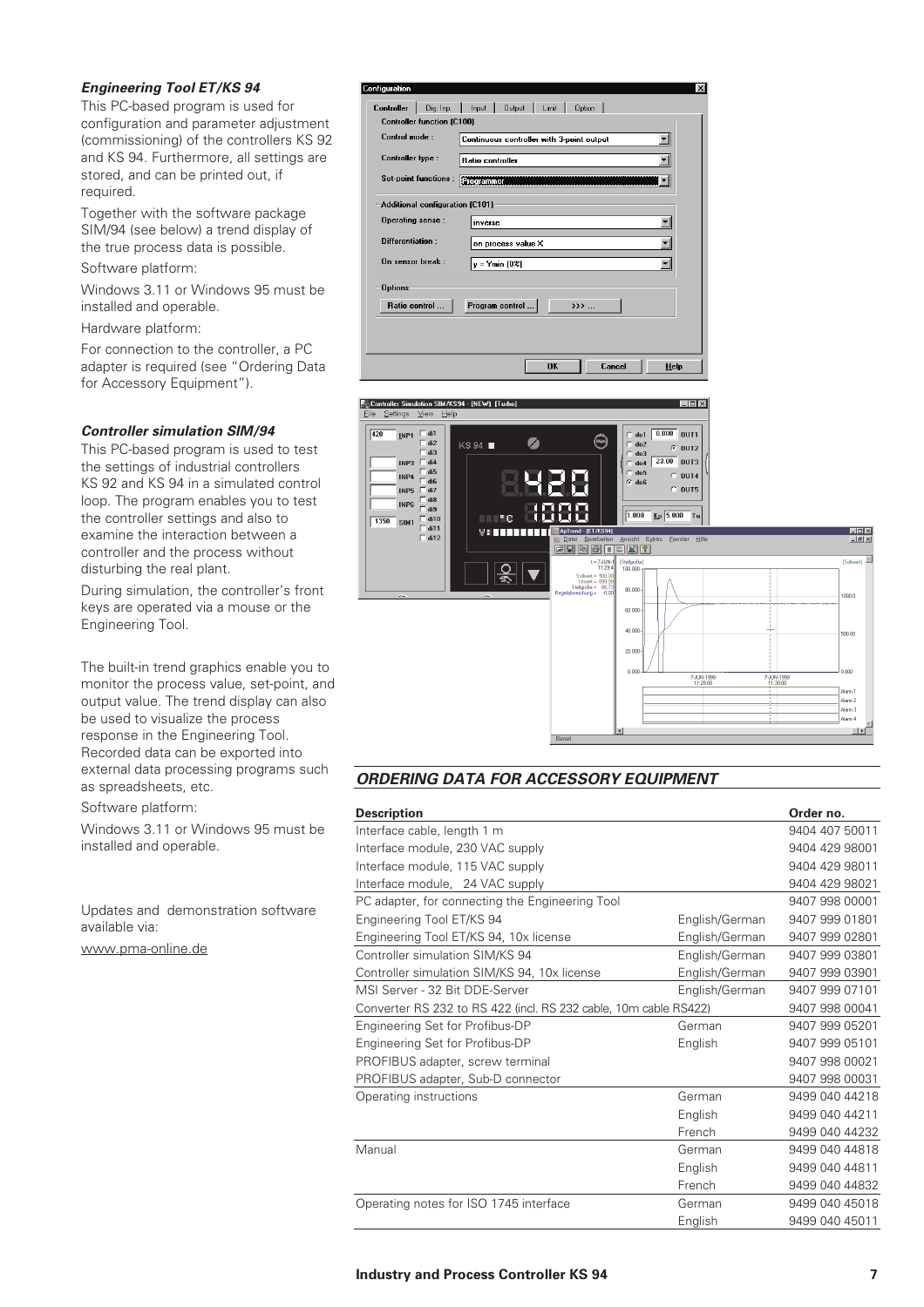### *Engineering Tool ET/KS 94*

This PC-based program is used for configuration and parameter adjustment (commissioning) of the controllers KS 92 and KS 94. Furthermore, all settings are stored, and can be printed out, if required.

Together with the software package SIM/94 (see below) a trend display of the true process data is possible.

Software platform:

Windows 3.11 or Windows 95 must be installed and operable.

Hardware platform:

For connection to the controller, a PC adapter is required (see "Ordering Data for Accessory Equipment").

### *Controller simulation SIM/94*

This PC-based program is used to test the settings of industrial controllers KS 92 and KS 94 in a simulated control loop. The program enables you to test the controller settings and also to examine the interaction between a controller and the process without disturbing the real plant.

During simulation, the controller's front keys are operated via a mouse or the Engineering Tool.

The built-in trend graphics enable you to monitor the process value, set-point, and output value. The trend display can also be used to visualize the process response in the Engineering Tool. Recorded data can be exported into external data processing programs such as spreadsheets, etc.

Software platform:

Windows 3.11 or Windows 95 must be installed and operable.

Updates and demonstration software available via:

www.pma-online.de

## *ORDERING DATA FOR ACCESSORY EQUIPMENT*

| Description | | Order no. |
|---|---|---|
| Interface cable, length 1 m | | 9404 407 50011 |
| Interface module, 230 VAC supply | | 9404 429 98001 |
| Interface module, 115 VAC supply | | 9404 429 98011 |
| Interface module, 24 VAC supply | | 9404 429 98021 |
| PC adapter, for connecting the Engineering Tool | | 9407 998 00001 |
| Engineering Tool ET/KS 94 | English/German | 9407 999 01801 |
| Engineering Tool ET/KS 94, 10x license | English/German | 9407 999 02801 |
| Controller simulation SIM/KS 94 | English/German | 9407 999 03801 |
| Controller simulation SIM/KS 94, 10x license | English/German | 9407 999 03901 |
| MSI Server - 32 Bit DDE-Server | English/German | 9407 999 07101 |
| Converter RS 232 to RS 422 (incl. RS 232 cable, 10m cable RS422) | | 9407 998 00041 |
| Engineering Set for Profibus-DP | German | 9407 999 05201 |
| Engineering Set for Profibus-DP | English | 9407 999 05101 |
| PROFIBUS adapter, screw terminal | | 9407 998 00021 |
| PROFIBUS adapter, Sub-D connector | | 9407 998 00031 |
| Operating instructions | German | 9499 040 44218 |
| | English | 9499 040 44211 |
| | French | 9499 040 44232 |
| Manual | German | 9499 040 44818 |
| | English | 9499 040 44811 |
| | French | 9499 040 44832 |
| Operating notes for ISO 1745 interface | German | 9499 040 45018 |
| | English | 9499 040 45011 |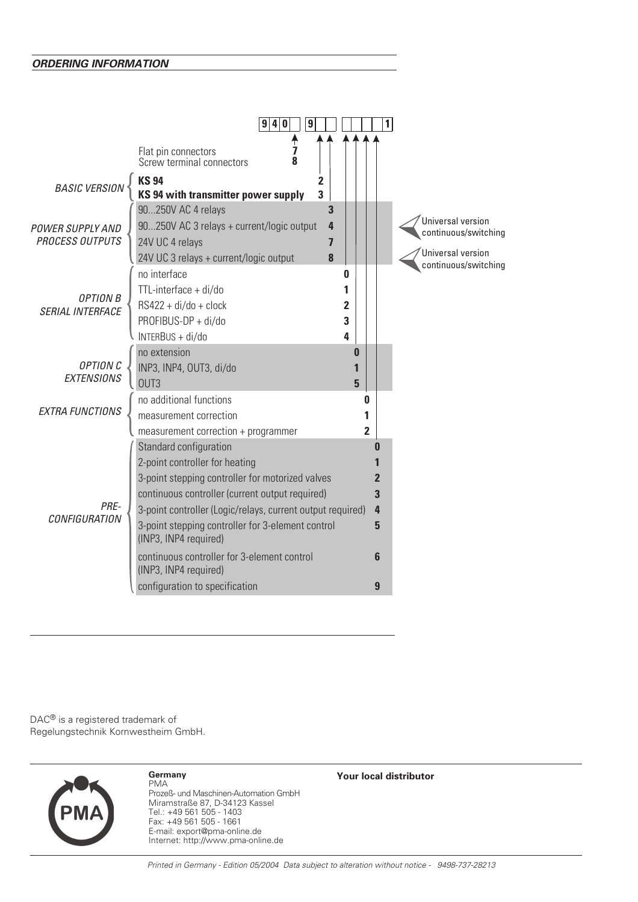## *ORDERING INFORMATION*

9 4 0 _ 9 _ _ _ _ _ _ 1

| | | Code |
|---|---|---|
| | Flat pin connectors | 7 |
| | Screw terminal connectors | 8 |
| *BASIC VERSION* | **KS 94** | 2 |
| | **KS 94 with transmitter power supply** | 3 |
| *POWER SUPPLY AND PROCESS OUTPUTS* | 90...250V AC 4 relays | 3 |
| | 90...250V AC 3 relays + current/logic output | 4 |
| | 24V UC 4 relays | 7 |
| | 24V UC 3 relays + current/logic output | 8 |
| *OPTION B SERIAL INTERFACE* | no interface | 0 |
| | TTL-interface + di/do | 1 |
| | RS422 + di/do + clock | 2 |
| | PROFIBUS-DP + di/do | 3 |
| | INTERBUS + di/do | 4 |
| *OPTION C EXTENSIONS* | no extension | 0 |
| | INP3, INP4, OUT3, di/do | 1 |
| | OUT3 | 5 |
| *EXTRA FUNCTIONS* | no additional functions | 0 |
| | measurement correction | 1 |
| | measurement correction + programmer | 2 |
| *PRE-CONFIGURATION* | Standard configuration | 0 |
| | 2-point controller for heating | 1 |
| | 3-point stepping controller for motorized valves | 2 |
| | continuous controller (current output required) | 3 |
| | 3-point controller (Logic/relays, current output required) | 4 |
| | 3-point stepping controller for 3-element control (INP3, INP4 required) | 5 |
| | continuous controller for 3-element control (INP3, INP4 required) | 6 |
| | configuration to specification | 9 |

Universal version continuous/switching

Universal version continuous/switching

DAC® is a registered trademark of Regelungstechnik Kornwestheim GmbH.

**Germany**
PMA
Prozeß- und Maschinen-Automation GmbH
Miramstraße 87, D-34123 Kassel
Tel.: +49 561 505 - 1403
Fax: +49 561 505 - 1661
E-mail: export@pma-online.de
Internet: http://www.pma-online.de

**Your local distributor**

*Printed in Germany - Edition 05/2004 Data subject to alteration without notice - 9498-737-28213*